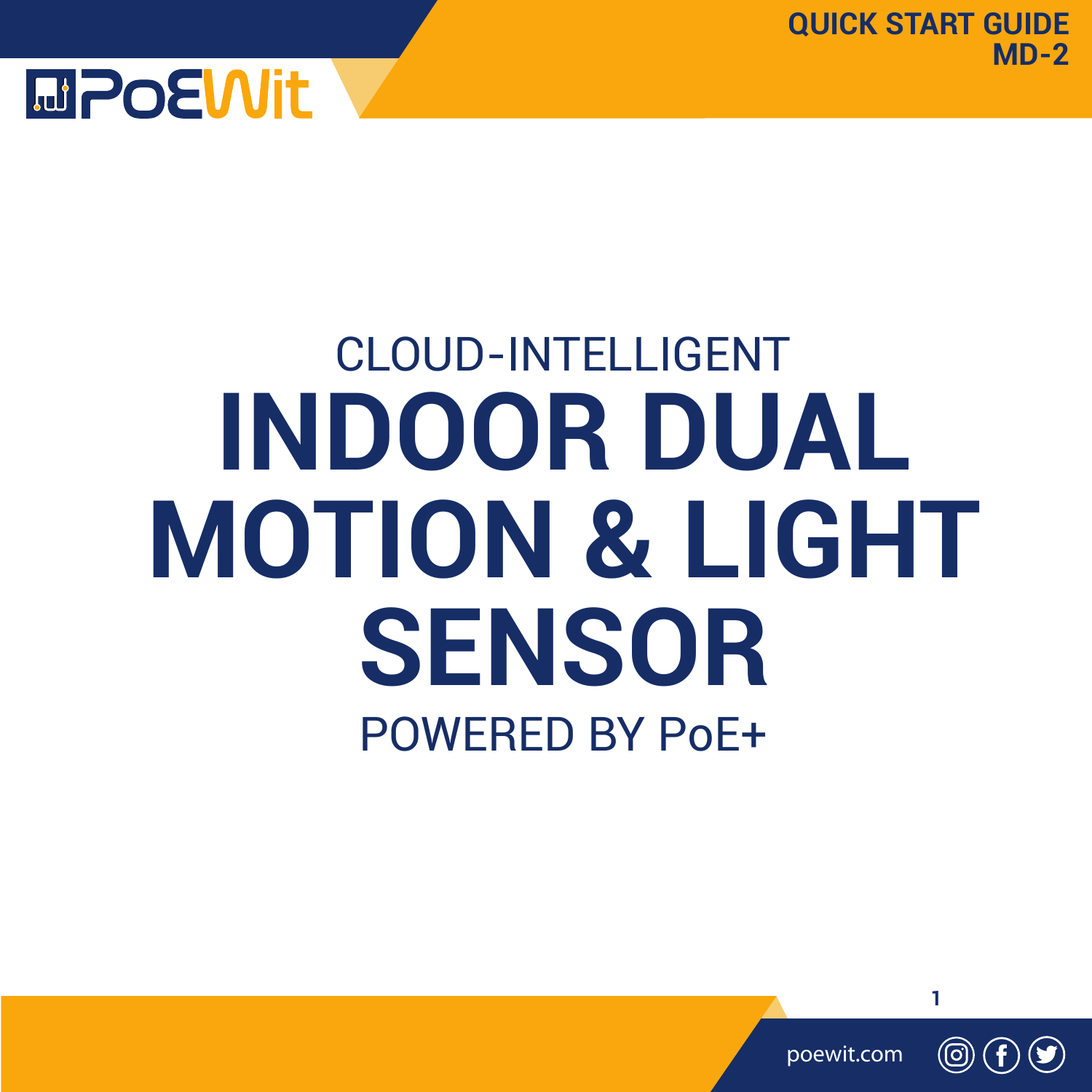QUICK START GUIDE
MD-2

CLOUD-INTELLIGENT

# INDOOR DUAL MOTION & LIGHT SENSOR

POWERED BY PoE+

poewit.com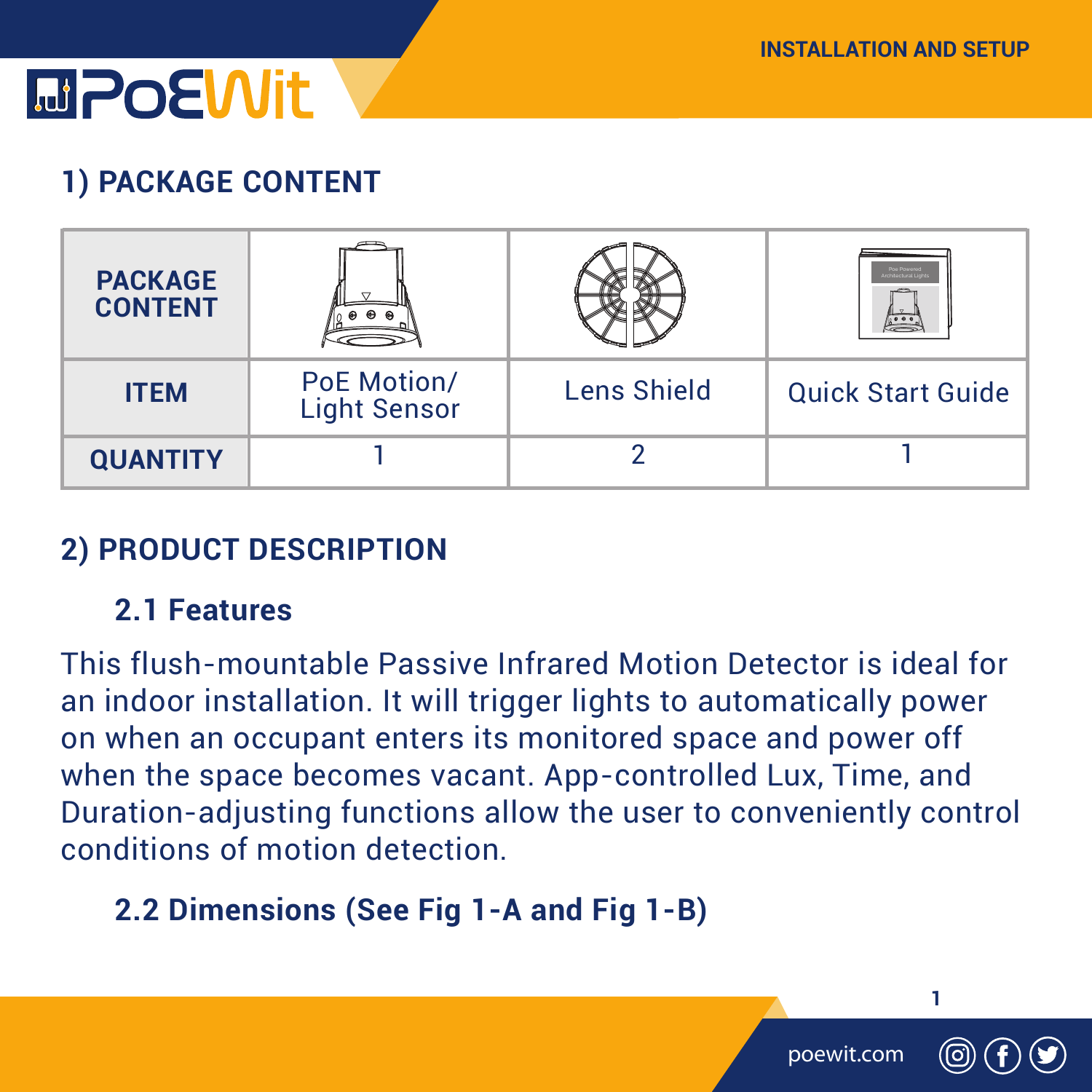## 1) PACKAGE CONTENT

| PACKAGE CONTENT | | | |
|---|---|---|---|
| **ITEM** | PoE Motion/ Light Sensor | Lens Shield | Quick Start Guide |
| **QUANTITY** | 1 | 2 | 1 |

## 2) PRODUCT DESCRIPTION

### 2.1 Features

This flush-mountable Passive Infrared Motion Detector is ideal for an indoor installation. It will trigger lights to automatically power on when an occupant enters its monitored space and power off when the space becomes vacant. App-controlled Lux, Time, and Duration-adjusting functions allow the user to conveniently control conditions of motion detection.

### 2.2 Dimensions (See Fig 1-A and Fig 1-B)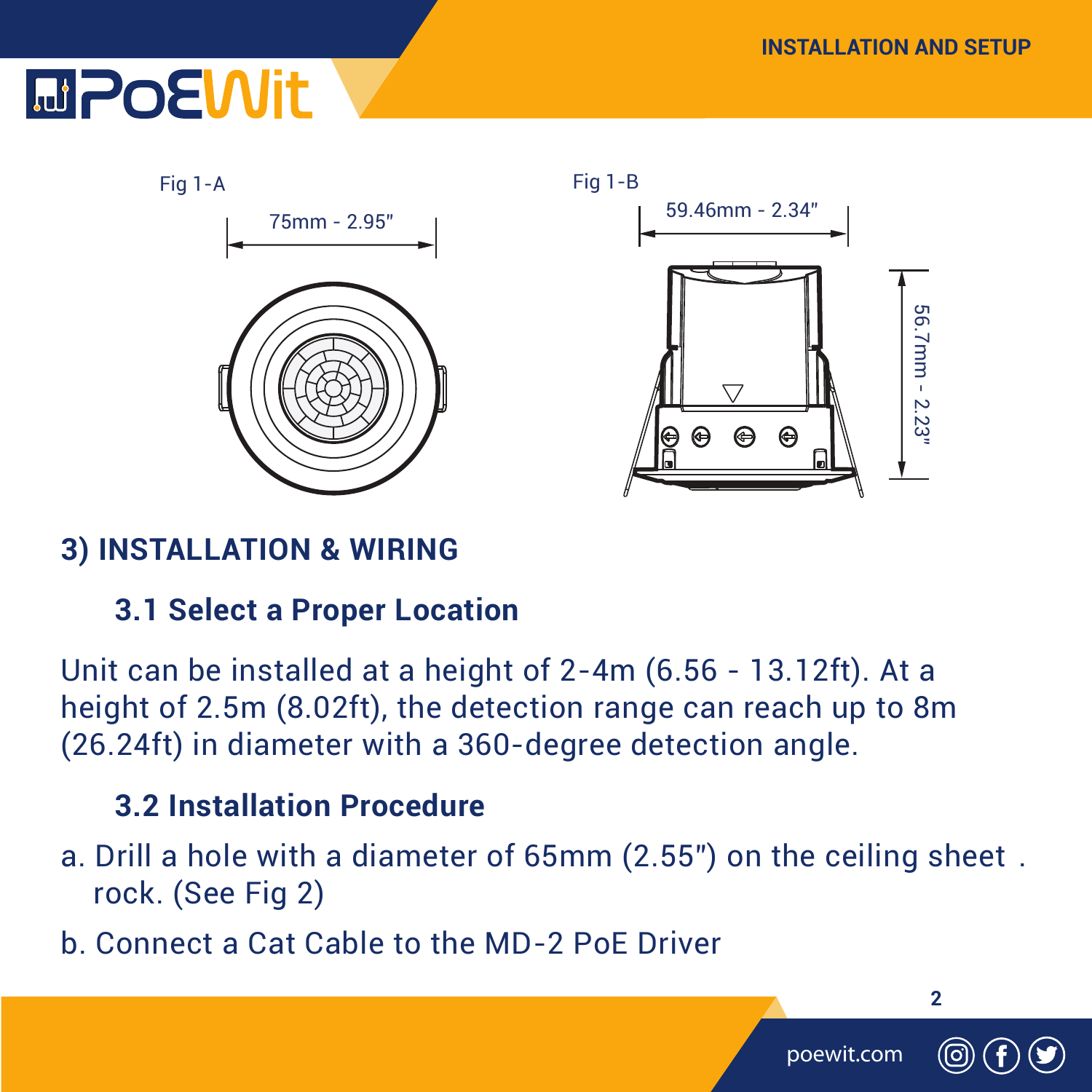Fig 1-A

75mm - 2.95"

Fig 1-B

59.46mm - 2.34"

56.7mm - 2.23"

## 3) INSTALLATION & WIRING

### 3.1 Select a Proper Location

Unit can be installed at a height of 2-4m (6.56 - 13.12ft). At a height of 2.5m (8.02ft), the detection range can reach up to 8m (26.24ft) in diameter with a 360-degree detection angle.

### 3.2 Installation Procedure

a. Drill a hole with a diameter of 65mm (2.55") on the ceiling sheet . rock. (See Fig 2)

b. Connect a Cat Cable to the MD-2 PoE Driver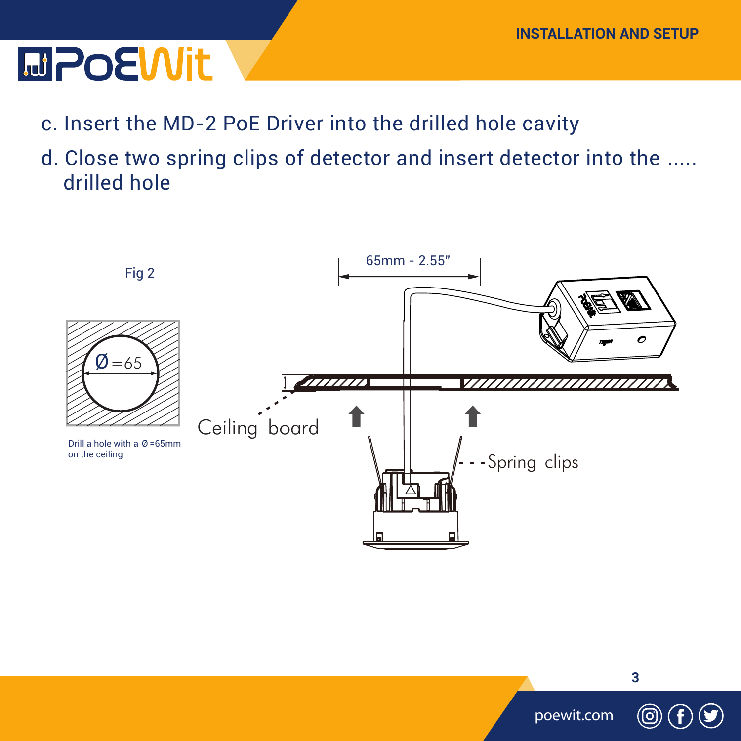c. Insert the MD-2 PoE Driver into the drilled hole cavity

d. Close two spring clips of detector and insert detector into the ..... drilled hole

Fig 2

Ø=65

Drill a hole with a Ø =65mm on the ceiling

65mm - 2.55"

Ceiling board

Spring clips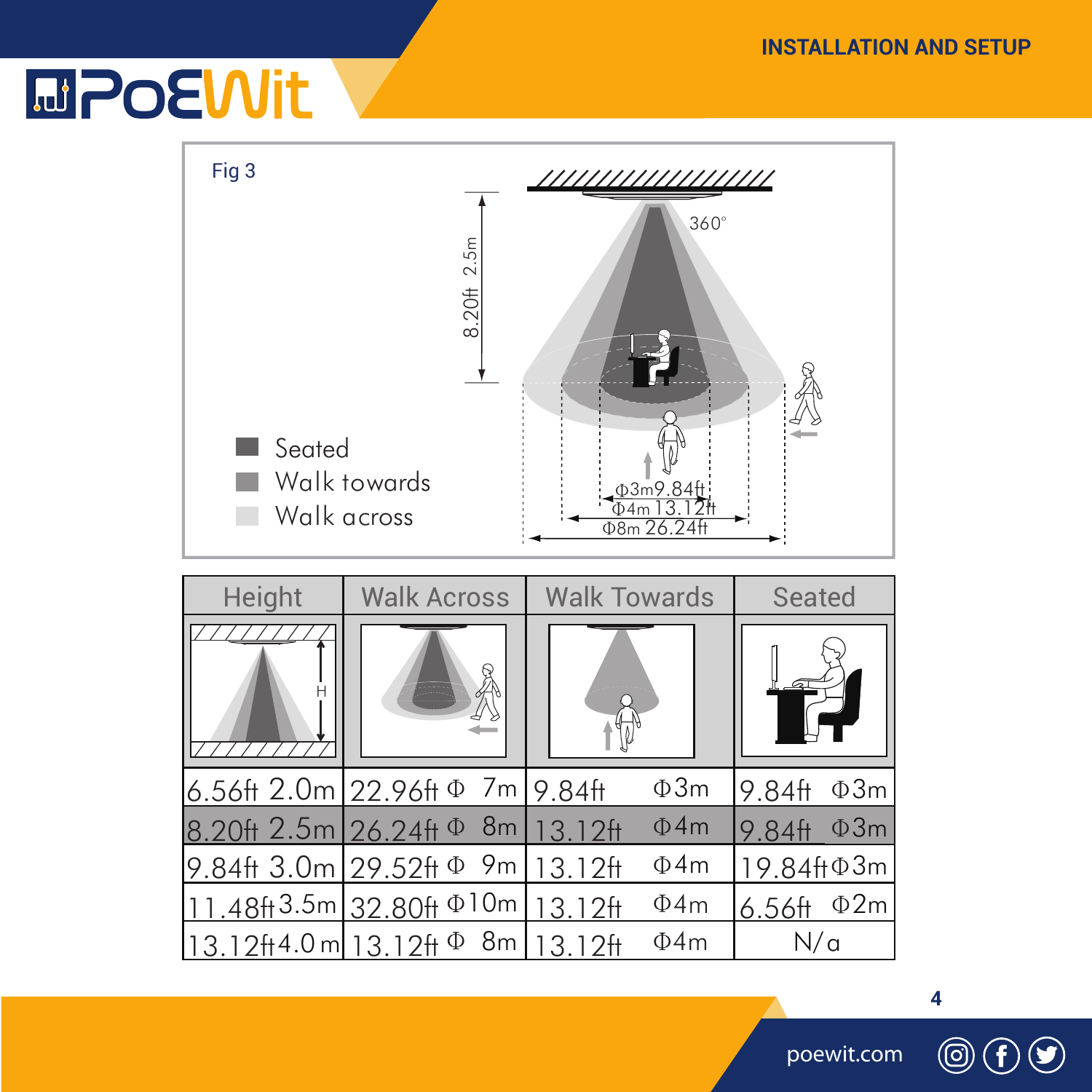Fig 3

360°

8.20ft 2.5m

- Seated
- Walk towards
- Walk across

Φ3m 9.84ft
Φ4m 13.12ft
Φ8m 26.24ft

| Height | Walk Across | Walk Towards | Seated |
|---|---|---|---|
| 6.56ft 2.0m | 22.96ft Φ 7m | 9.84ft Φ3m | 9.84ft Φ3m |
| 8.20ft 2.5m | 26.24ft Φ 8m | 13.12ft Φ4m | 9.84ft Φ3m |
| 9.84ft 3.0m | 29.52ft Φ 9m | 13.12ft Φ4m | 19.84ft Φ3m |
| 11.48ft 3.5m | 32.80ft Φ10m | 13.12ft Φ4m | 6.56ft Φ2m |
| 13.12ft 4.0 m | 13.12ft Φ 8m | 13.12ft Φ4m | N/a |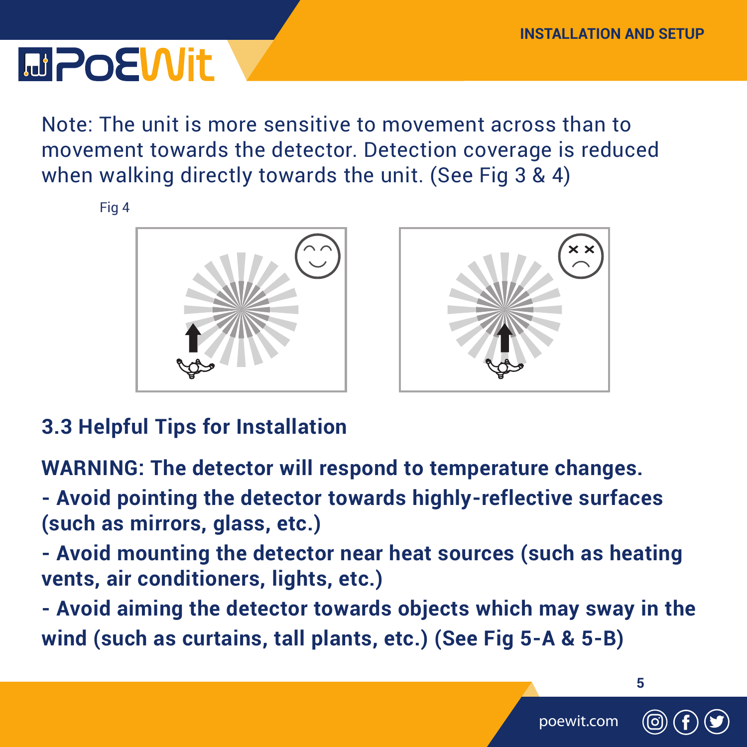Note: The unit is more sensitive to movement across than to movement towards the detector. Detection coverage is reduced when walking directly towards the unit. (See Fig 3 & 4)

Fig 4

### 3.3 Helpful Tips for Installation

**WARNING: The detector will respond to temperature changes.**

**- Avoid pointing the detector towards highly-reflective surfaces (such as mirrors, glass, etc.)**

**- Avoid mounting the detector near heat sources (such as heating vents, air conditioners, lights, etc.)**

**- Avoid aiming the detector towards objects which may sway in the wind (such as curtains, tall plants, etc.) (See Fig 5-A & 5-B)**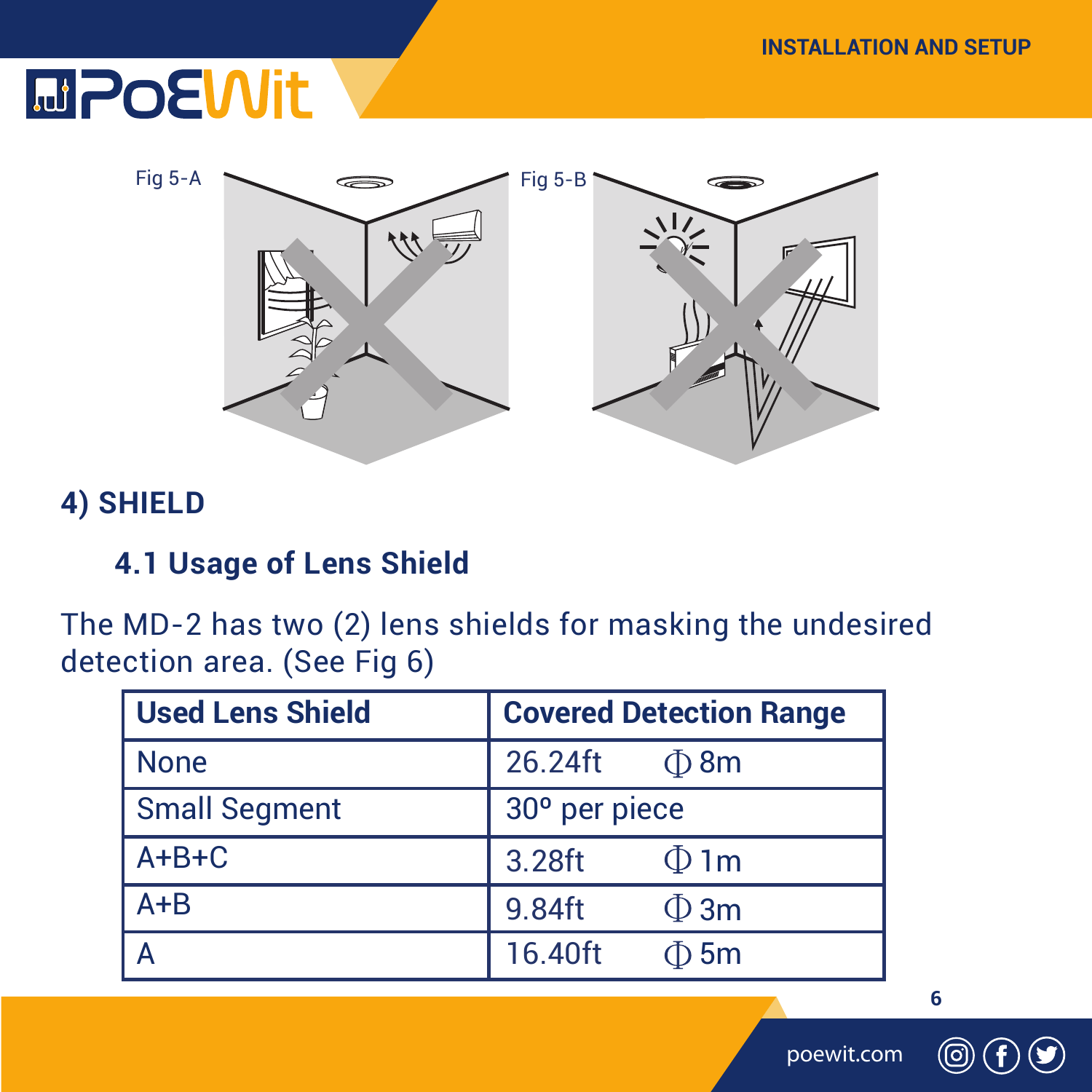Fig 5-A

Fig 5-B

## 4) SHIELD

### 4.1 Usage of Lens Shield

The MD-2 has two (2) lens shields for masking the undesired detection area. (See Fig 6)

| Used Lens Shield | Covered Detection Range |
| --- | --- |
| None | 26.24ft Φ 8m |
| Small Segment | 30º per piece |
| A+B+C | 3.28ft Φ 1m |
| A+B | 9.84ft Φ 3m |
| A | 16.40ft Φ 5m |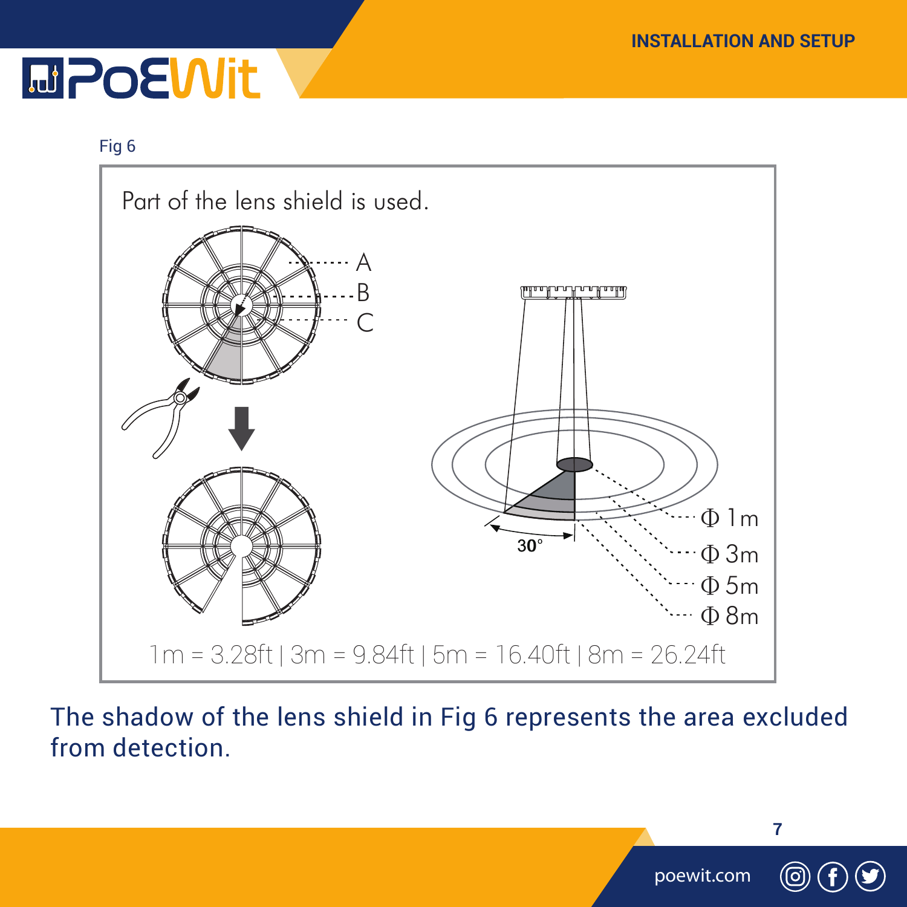Fig 6

Part of the lens shield is used.

A

B

C

30°

Φ 1m

Φ 3m

Φ 5m

Φ 8m

1m = 3.28ft | 3m = 9.84ft | 5m = 16.40ft | 8m = 26.24ft

The shadow of the lens shield in Fig 6 represents the area excluded from detection.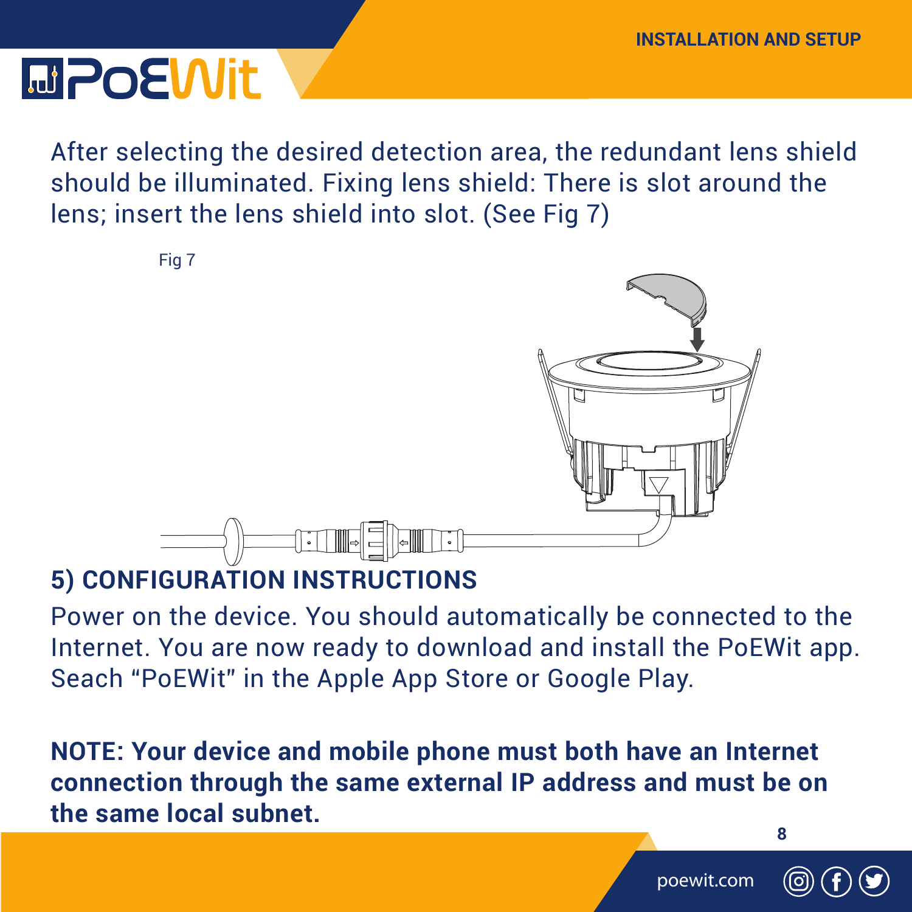After selecting the desired detection area, the redundant lens shield should be illuminated. Fixing lens shield: There is slot around the lens; insert the lens shield into slot. (See Fig 7)

Fig 7

## 5) CONFIGURATION INSTRUCTIONS

Power on the device. You should automatically be connected to the Internet. You are now ready to download and install the PoEWit app. Seach "PoEWit" in the Apple App Store or Google Play.

**NOTE: Your device and mobile phone must both have an Internet connection through the same external IP address and must be on the same local subnet.**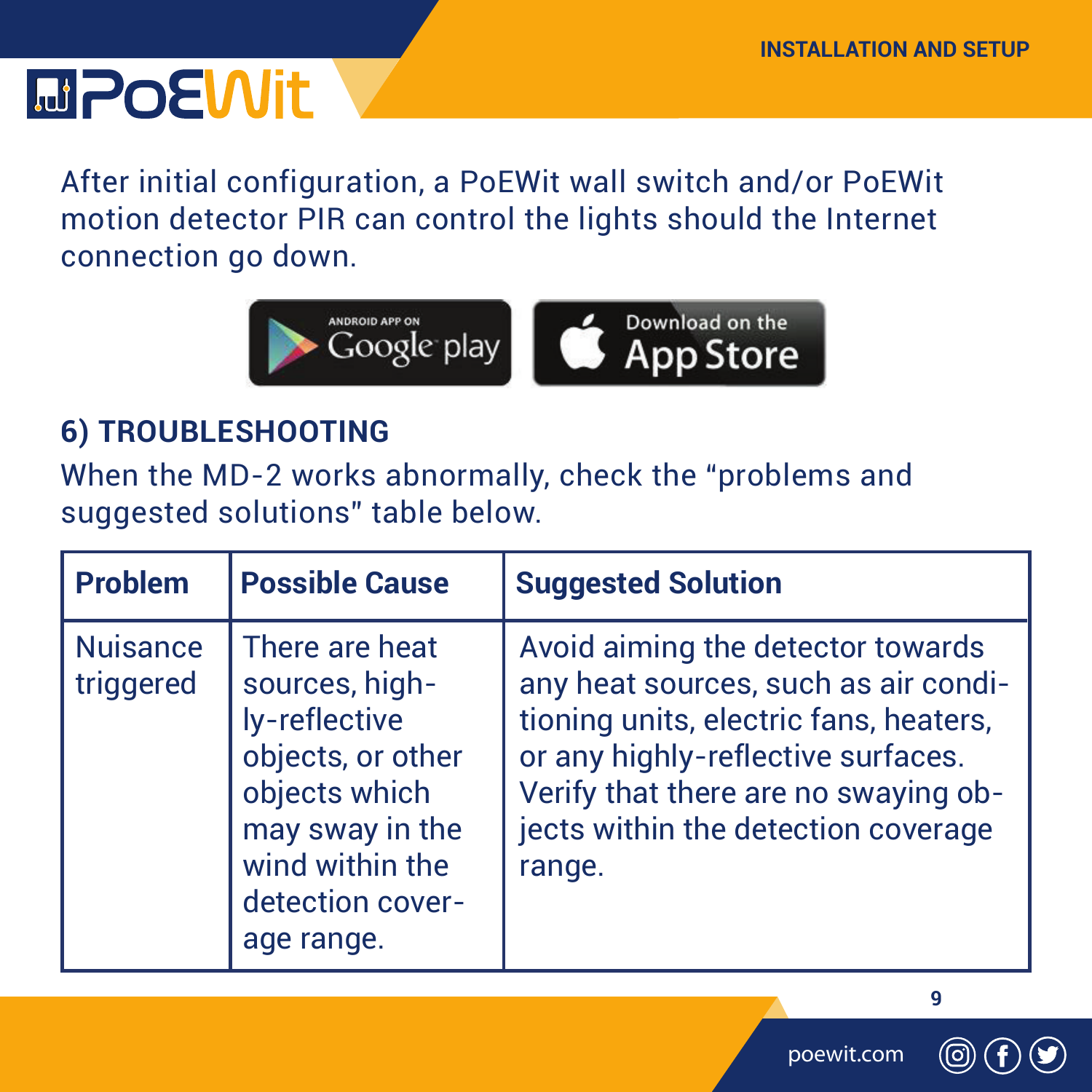After initial configuration, a PoEWit wall switch and/or PoEWit motion detector PIR can control the lights should the Internet connection go down.

## 6) TROUBLESHOOTING

When the MD-2 works abnormally, check the "problems and suggested solutions" table below.

| Problem | Possible Cause | Suggested Solution |
|---|---|---|
| Nuisance triggered | There are heat sources, highly-reflective objects, or other objects which may sway in the wind within the detection coverage range. | Avoid aiming the detector towards any heat sources, such as air conditioning units, electric fans, heaters, or any highly-reflective surfaces. Verify that there are no swaying objects within the detection coverage range. |